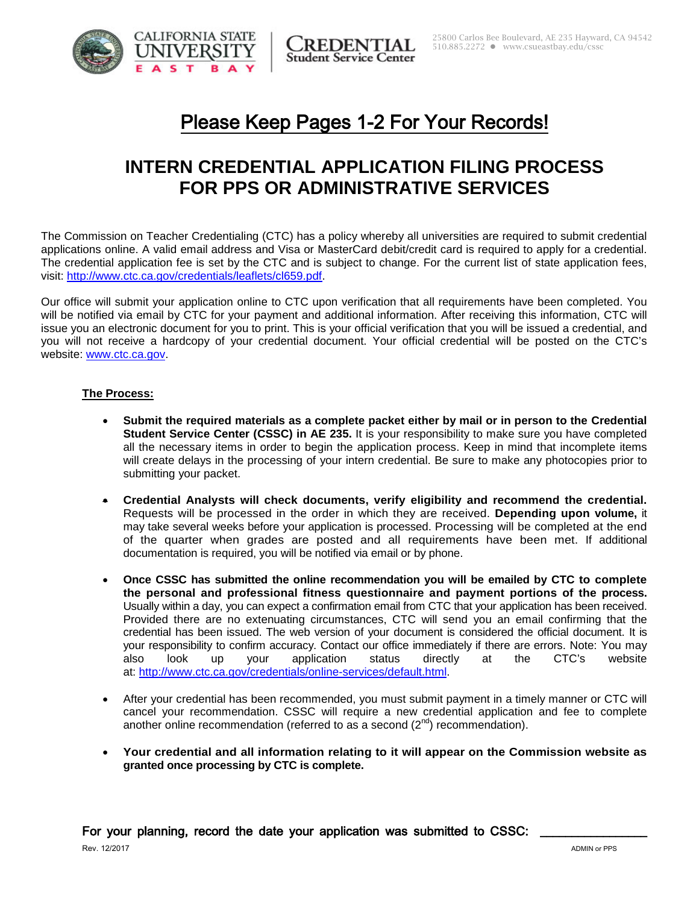CALIFORNIA STATE UNIVERSITY EAST BAY | CREDENTIAL Student Service Center

25800 Carlos Bee Boulevard, AE 235 Hayward, CA 94542
510.885.2272 ● www.csueastbay.edu/cssc

# Please Keep Pages 1-2 For Your Records!

# INTERN CREDENTIAL APPLICATION FILING PROCESS FOR PPS OR ADMINISTRATIVE SERVICES

The Commission on Teacher Credentialing (CTC) has a policy whereby all universities are required to submit credential applications online. A valid email address and Visa or MasterCard debit/credit card is required to apply for a credential. The credential application fee is set by the CTC and is subject to change. For the current list of state application fees, visit: http://www.ctc.ca.gov/credentials/leaflets/cl659.pdf.

Our office will submit your application online to CTC upon verification that all requirements have been completed. You will be notified via email by CTC for your payment and additional information. After receiving this information, CTC will issue you an electronic document for you to print. This is your official verification that you will be issued a credential, and you will not receive a hardcopy of your credential document. Your official credential will be posted on the CTC's website: www.ctc.ca.gov.

**The Process:**

- **Submit the required materials as a complete packet either by mail or in person to the Credential Student Service Center (CSSC) in AE 235.** It is your responsibility to make sure you have completed all the necessary items in order to begin the application process. Keep in mind that incomplete items will create delays in the processing of your intern credential. Be sure to make any photocopies prior to submitting your packet.
- **Credential Analysts will check documents, verify eligibility and recommend the credential.** Requests will be processed in the order in which they are received. **Depending upon volume,** it may take several weeks before your application is processed. Processing will be completed at the end of the quarter when grades are posted and all requirements have been met. If additional documentation is required, you will be notified via email or by phone.
- **Once CSSC has submitted the online recommendation you will be emailed by CTC to complete the personal and professional fitness questionnaire and payment portions of the process.** Usually within a day, you can expect a confirmation email from CTC that your application has been received. Provided there are no extenuating circumstances, CTC will send you an email confirming that the credential has been issued. The web version of your document is considered the official document. It is your responsibility to confirm accuracy. Contact our office immediately if there are errors. Note: You may also look up your application status directly at the CTC's website at: http://www.ctc.ca.gov/credentials/online-services/default.html.
- After your credential has been recommended, you must submit payment in a timely manner or CTC will cancel your recommendation. CSSC will require a new credential application and fee to complete another online recommendation (referred to as a second (2nd) recommendation).
- **Your credential and all information relating to it will appear on the Commission website as granted once processing by CTC is complete.**

For your planning, record the date your application was submitted to CSSC: _______________

Rev. 12/2017 ADMIN or PPS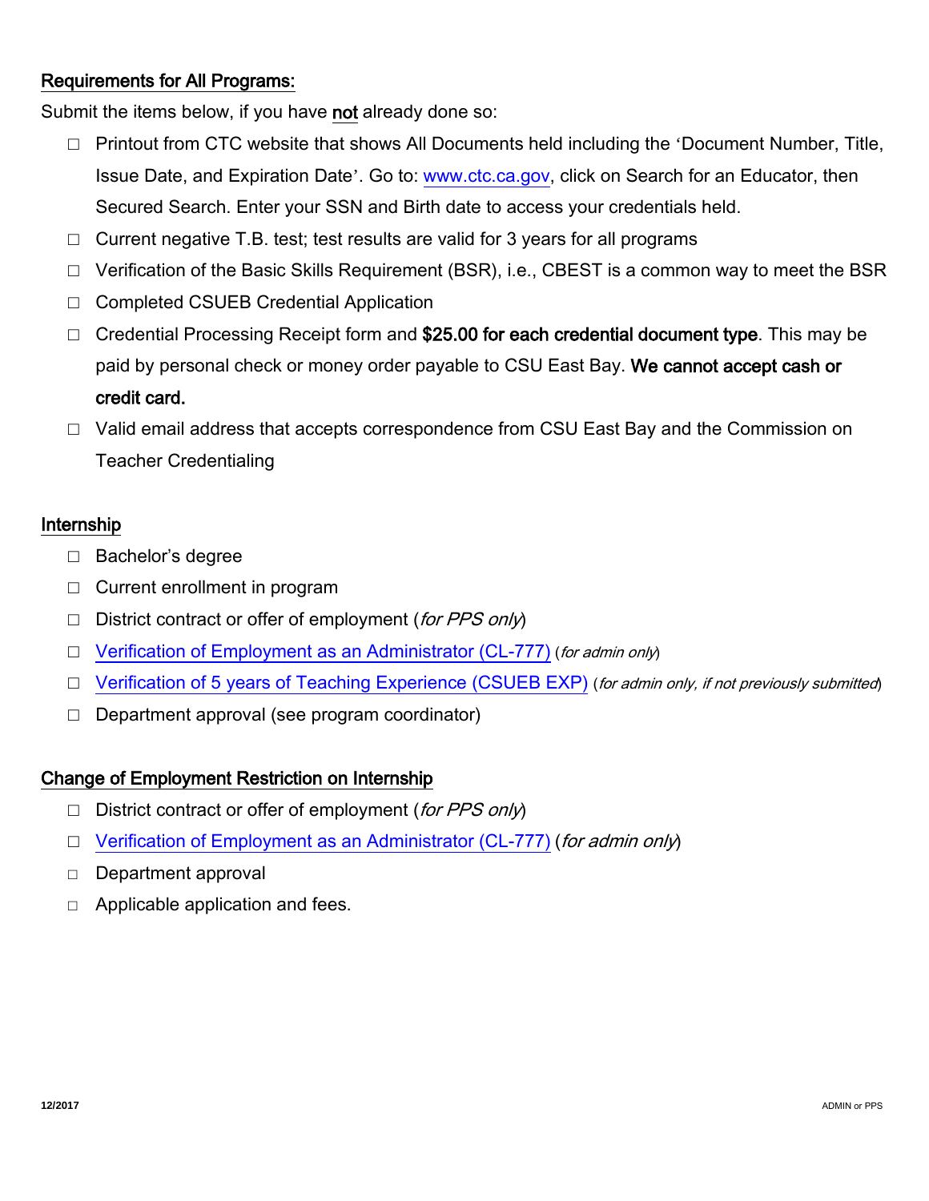## Requirements for All Programs:

Submit the items below, if you have **not** already done so:

- ☐ Printout from CTC website that shows All Documents held including the 'Document Number, Title, Issue Date, and Expiration Date'. Go to: www.ctc.ca.gov, click on Search for an Educator, then Secured Search. Enter your SSN and Birth date to access your credentials held.
- ☐ Current negative T.B. test; test results are valid for 3 years for all programs
- ☐ Verification of the Basic Skills Requirement (BSR), i.e., CBEST is a common way to meet the BSR
- ☐ Completed CSUEB Credential Application
- ☐ Credential Processing Receipt form and **$25.00 for each credential document type**. This may be paid by personal check or money order payable to CSU East Bay. **We cannot accept cash or credit card.**
- ☐ Valid email address that accepts correspondence from CSU East Bay and the Commission on Teacher Credentialing

## Internship

- ☐ Bachelor's degree
- ☐ Current enrollment in program
- ☐ District contract or offer of employment (*for PPS only*)
- ☐ Verification of Employment as an Administrator (CL-777) (*for admin only*)
- ☐ Verification of 5 years of Teaching Experience (CSUEB EXP) (*for admin only, if not previously submitted*)
- ☐ Department approval (see program coordinator)

## Change of Employment Restriction on Internship

- ☐ District contract or offer of employment (*for PPS only*)
- ☐ Verification of Employment as an Administrator (CL-777) (*for admin only*)
- ☐ Department approval
- ☐ Applicable application and fees.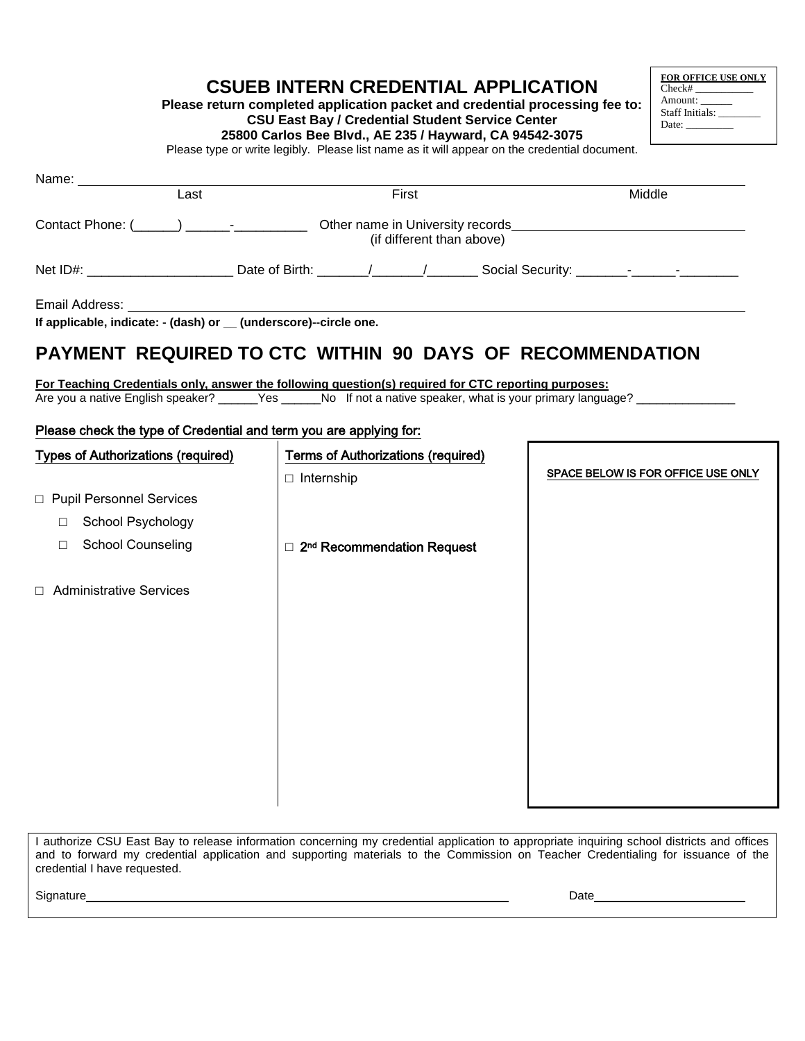# CSUEB INTERN CREDENTIAL APPLICATION

**Please return completed application packet and credential processing fee to:**
**CSU East Bay / Credential Student Service Center**
**25800 Carlos Bee Blvd., AE 235 / Hayward, CA 94542-3075**

Please type or write legibly. Please list name as it will appear on the credential document.

| FOR OFFICE USE ONLY |
|---|
| Check# ___________ |
| Amount: ______ |
| Staff Initials: ________ |
| Date: _________ |

Name: ______________________________________________________________
Last | First | Middle

Contact Phone: (______) ______-__________ Other name in University records________________________________
(if different than above)

Net ID#: ____________________ Date of Birth: _______/_______/_______ Social Security: _______-______-________

Email Address: ______________________________________________________________

**If applicable, indicate: - (dash) or __ (underscore)--circle one.**

## PAYMENT REQUIRED TO CTC WITHIN 90 DAYS OF RECOMMENDATION

**For Teaching Credentials only, answer the following question(s) required for CTC reporting purposes:**
Are you a native English speaker? ______Yes ______No If not a native speaker, what is your primary language? _______________

Please check the type of Credential and term you are applying for:

| Types of Authorizations (required) | Terms of Authorizations (required) | SPACE BELOW IS FOR OFFICE USE ONLY |
|---|---|---|
| | □ Internship | |
| □ Pupil Personnel Services | | |
| □ School Psychology | | |
| □ School Counseling | □ 2nd Recommendation Request | |
| □ Administrative Services | | |

I authorize CSU East Bay to release information concerning my credential application to appropriate inquiring school districts and offices and to forward my credential application and supporting materials to the Commission on Teacher Credentialing for issuance of the credential I have requested.

Signature______________________________________________ Date______________________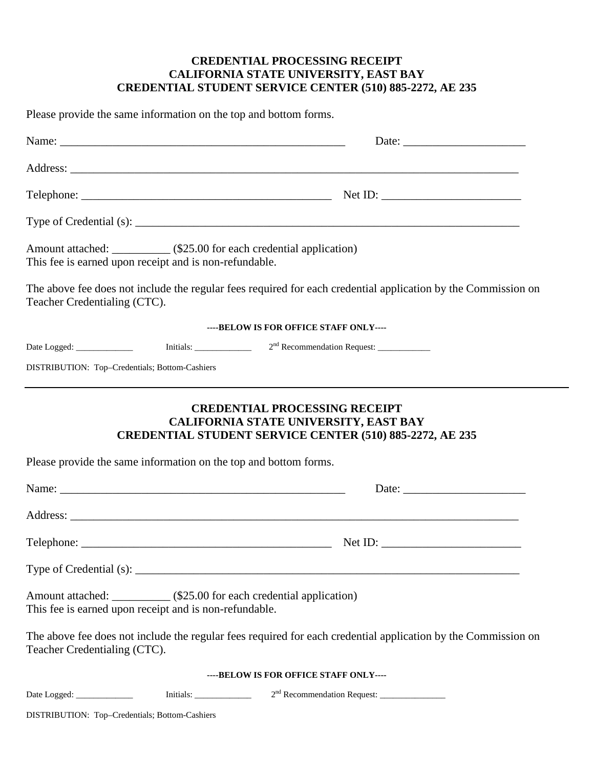**CREDENTIAL PROCESSING RECEIPT**
**CALIFORNIA STATE UNIVERSITY, EAST BAY**
**CREDENTIAL STUDENT SERVICE CENTER (510) 885-2272, AE 235**

Please provide the same information on the top and bottom forms.

Name: ___________________________________________________ Date: ______________________

Address: _________________________________________________________________________________

Telephone: _____________________________________________ Net ID: _________________________

Type of Credential (s): ______________________________________________________________________

Amount attached: __________ ($25.00 for each credential application)
This fee is earned upon receipt and is non-refundable.

The above fee does not include the regular fees required for each credential application by the Commission on Teacher Credentialing (CTC).

**----BELOW IS FOR OFFICE STAFF ONLY----**

Date Logged: _____________ Initials: _____________ 2nd Recommendation Request: ____________

DISTRIBUTION: Top–Credentials; Bottom-Cashiers

---

**CREDENTIAL PROCESSING RECEIPT**
**CALIFORNIA STATE UNIVERSITY, EAST BAY**
**CREDENTIAL STUDENT SERVICE CENTER (510) 885-2272, AE 235**

Please provide the same information on the top and bottom forms.

Name: ___________________________________________________ Date: ______________________

Address: _________________________________________________________________________________

Telephone: _____________________________________________ Net ID: _________________________

Type of Credential (s): ______________________________________________________________________

Amount attached: __________ ($25.00 for each credential application)
This fee is earned upon receipt and is non-refundable.

The above fee does not include the regular fees required for each credential application by the Commission on Teacher Credentialing (CTC).

**----BELOW IS FOR OFFICE STAFF ONLY----**

Date Logged: _____________ Initials: _____________ 2nd Recommendation Request: _______________

DISTRIBUTION: Top–Credentials; Bottom-Cashiers